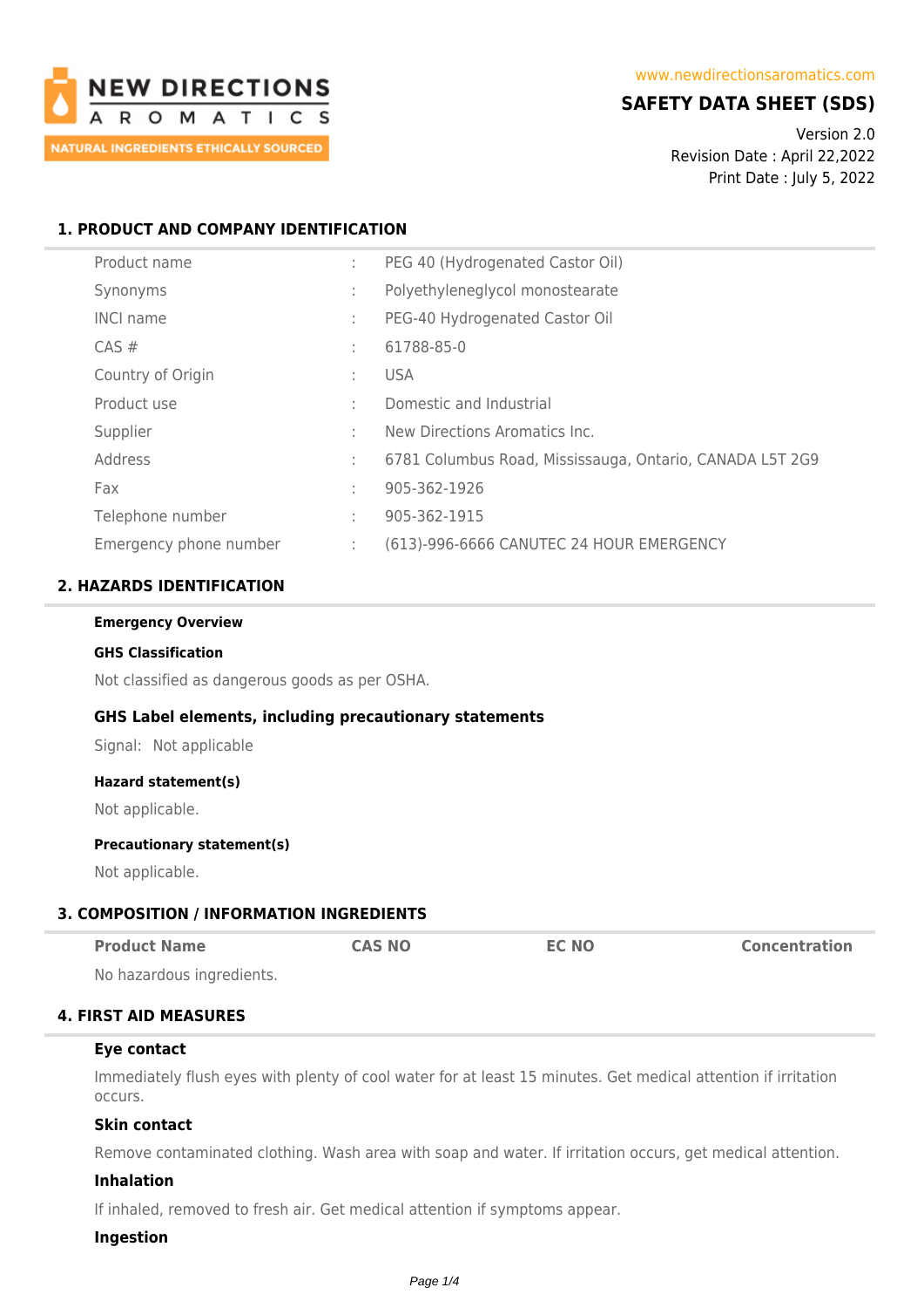NEW DIRECTIONS AROMATICS

NATURAL INGREDIENTS ETHICALLY SOURCED

www.newdirectionsaromatics.com

# SAFETY DATA SHEET (SDS)

Version 2.0
Revision Date : April 22,2022
Print Date : July 5, 2022

## 1. PRODUCT AND COMPANY IDENTIFICATION

| | | |
|---|---|---|
| Product name | : | PEG 40 (Hydrogenated Castor Oil) |
| Synonyms | : | Polyethyleneglycol monostearate |
| INCI name | : | PEG-40 Hydrogenated Castor Oil |
| CAS # | : | 61788-85-0 |
| Country of Origin | : | USA |
| Product use | : | Domestic and Industrial |
| Supplier | : | New Directions Aromatics Inc. |
| Address | : | 6781 Columbus Road, Mississauga, Ontario, CANADA L5T 2G9 |
| Fax | : | 905-362-1926 |
| Telephone number | : | 905-362-1915 |
| Emergency phone number | : | (613)-996-6666 CANUTEC 24 HOUR EMERGENCY |

## 2. HAZARDS IDENTIFICATION

**Emergency Overview**

**GHS Classification**

Not classified as dangerous goods as per OSHA.

### GHS Label elements, including precautionary statements

Signal: Not applicable

**Hazard statement(s)**

Not applicable.

**Precautionary statement(s)**

Not applicable.

## 3. COMPOSITION / INFORMATION INGREDIENTS

| Product Name | CAS NO | EC NO | Concentration |
|---|---|---|---|
| No hazardous ingredients. | | | |

## 4. FIRST AID MEASURES

### Eye contact

Immediately flush eyes with plenty of cool water for at least 15 minutes. Get medical attention if irritation occurs.

### Skin contact

Remove contaminated clothing. Wash area with soap and water. If irritation occurs, get medical attention.

### Inhalation

If inhaled, removed to fresh air. Get medical attention if symptoms appear.

### Ingestion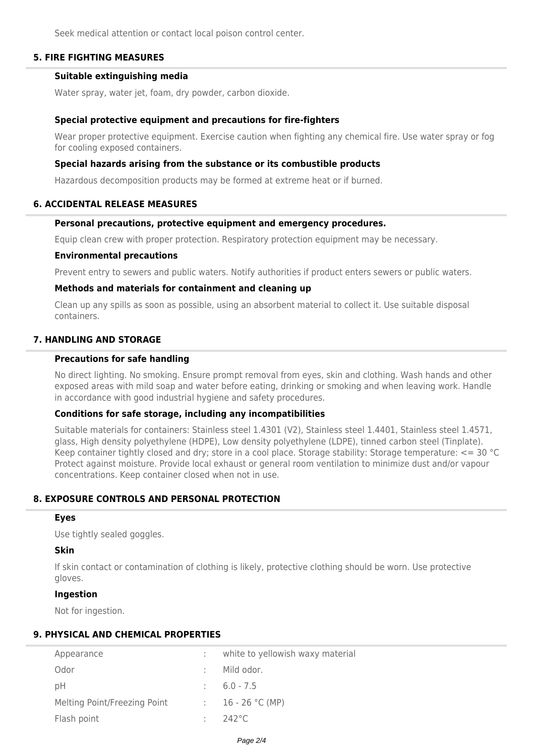Seek medical attention or contact local poison control center.

## 5. FIRE FIGHTING MEASURES

### Suitable extinguishing media

Water spray, water jet, foam, dry powder, carbon dioxide.

### Special protective equipment and precautions for fire-fighters

Wear proper protective equipment. Exercise caution when fighting any chemical fire. Use water spray or fog for cooling exposed containers.

### Special hazards arising from the substance or its combustible products

Hazardous decomposition products may be formed at extreme heat or if burned.

## 6. ACCIDENTAL RELEASE MEASURES

### Personal precautions, protective equipment and emergency procedures.

Equip clean crew with proper protection. Respiratory protection equipment may be necessary.

### Environmental precautions

Prevent entry to sewers and public waters. Notify authorities if product enters sewers or public waters.

### Methods and materials for containment and cleaning up

Clean up any spills as soon as possible, using an absorbent material to collect it. Use suitable disposal containers.

## 7. HANDLING AND STORAGE

### Precautions for safe handling

No direct lighting. No smoking. Ensure prompt removal from eyes, skin and clothing. Wash hands and other exposed areas with mild soap and water before eating, drinking or smoking and when leaving work. Handle in accordance with good industrial hygiene and safety procedures.

### Conditions for safe storage, including any incompatibilities

Suitable materials for containers: Stainless steel 1.4301 (V2), Stainless steel 1.4401, Stainless steel 1.4571, glass, High density polyethylene (HDPE), Low density polyethylene (LDPE), tinned carbon steel (Tinplate). Keep container tightly closed and dry; store in a cool place. Storage stability: Storage temperature: <= 30 °C Protect against moisture. Provide local exhaust or general room ventilation to minimize dust and/or vapour concentrations. Keep container closed when not in use.

## 8. EXPOSURE CONTROLS AND PERSONAL PROTECTION

### Eyes

Use tightly sealed goggles.

### Skin

If skin contact or contamination of clothing is likely, protective clothing should be worn. Use protective gloves.

### Ingestion

Not for ingestion.

## 9. PHYSICAL AND CHEMICAL PROPERTIES

| | | |
|---|---|---|
| Appearance | : | white to yellowish waxy material |
| Odor | : | Mild odor. |
| pH | : | 6.0 - 7.5 |
| Melting Point/Freezing Point | : | 16 - 26 °C (MP) |
| Flash point | : | 242°C |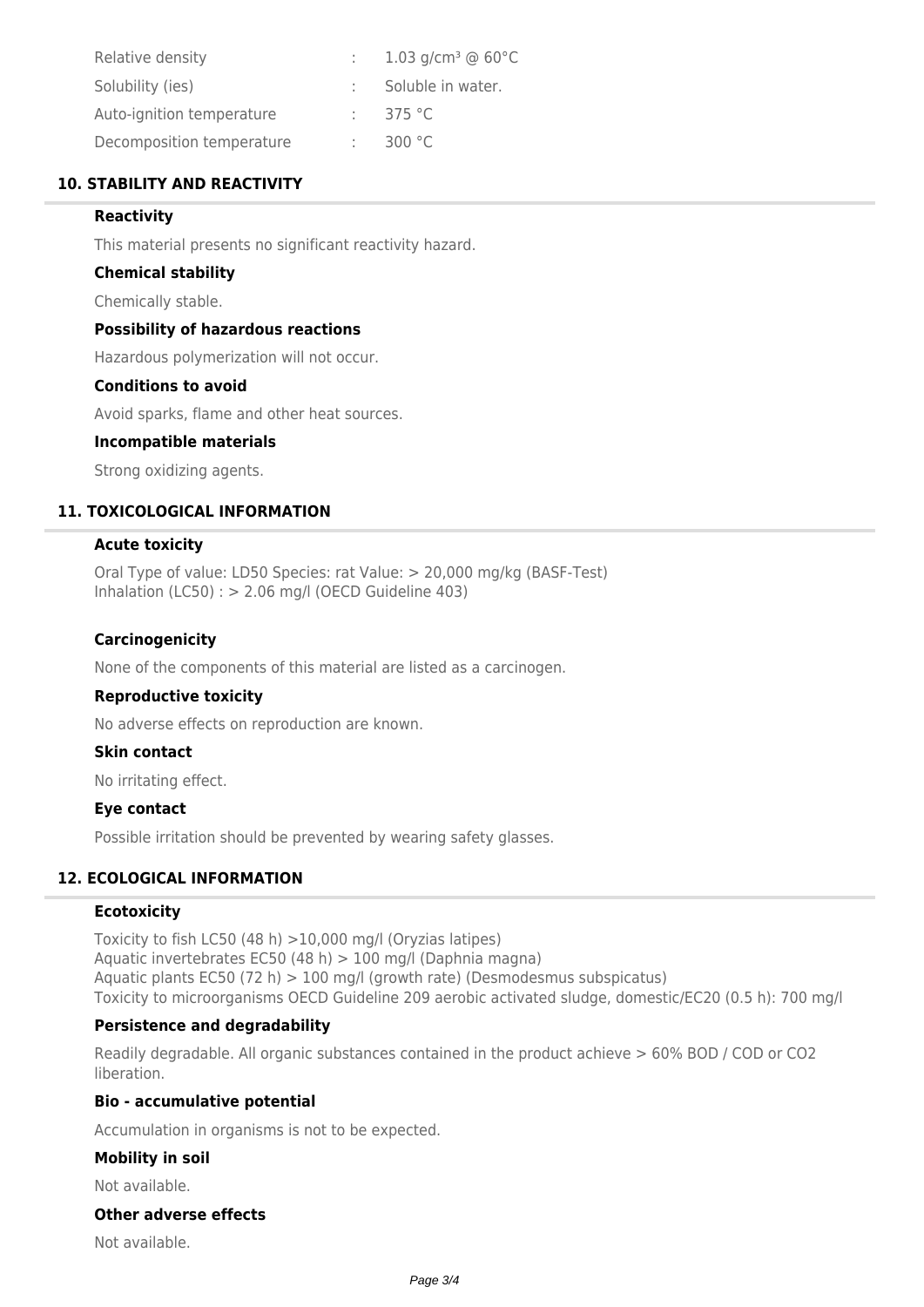| | | |
|---|---|---|
| Relative density | : | 1.03 g/cm³ @ 60°C |
| Solubility (ies) | : | Soluble in water. |
| Auto-ignition temperature | : | 375 °C |
| Decomposition temperature | : | 300 °C |

## 10. STABILITY AND REACTIVITY

### Reactivity

This material presents no significant reactivity hazard.

### Chemical stability

Chemically stable.

### Possibility of hazardous reactions

Hazardous polymerization will not occur.

### Conditions to avoid

Avoid sparks, flame and other heat sources.

### Incompatible materials

Strong oxidizing agents.

## 11. TOXICOLOGICAL INFORMATION

### Acute toxicity

Oral Type of value: LD50 Species: rat Value: > 20,000 mg/kg (BASF-Test)
Inhalation (LC50) : > 2.06 mg/l (OECD Guideline 403)

### Carcinogenicity

None of the components of this material are listed as a carcinogen.

### Reproductive toxicity

No adverse effects on reproduction are known.

### Skin contact

No irritating effect.

### Eye contact

Possible irritation should be prevented by wearing safety glasses.

## 12. ECOLOGICAL INFORMATION

### Ecotoxicity

Toxicity to fish LC50 (48 h) >10,000 mg/l (Oryzias latipes)
Aquatic invertebrates EC50 (48 h) > 100 mg/l (Daphnia magna)
Aquatic plants EC50 (72 h) > 100 mg/l (growth rate) (Desmodesmus subspicatus)
Toxicity to microorganisms OECD Guideline 209 aerobic activated sludge, domestic/EC20 (0.5 h): 700 mg/l

### Persistence and degradability

Readily degradable. All organic substances contained in the product achieve > 60% BOD / COD or $CO_2$ liberation.

### Bio - accumulative potential

Accumulation in organisms is not to be expected.

### Mobility in soil

Not available.

### Other adverse effects

Not available.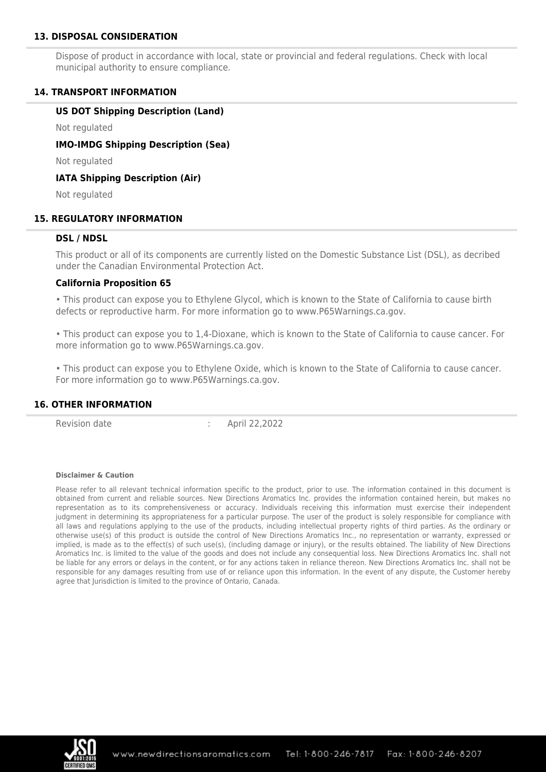## 13. DISPOSAL CONSIDERATION

Dispose of product in accordance with local, state or provincial and federal regulations. Check with local municipal authority to ensure compliance.

## 14. TRANSPORT INFORMATION

### US DOT Shipping Description (Land)

Not regulated

### IMO-IMDG Shipping Description (Sea)

Not regulated

### IATA Shipping Description (Air)

Not regulated

## 15. REGULATORY INFORMATION

### DSL / NDSL

This product or all of its components are currently listed on the Domestic Substance List (DSL), as decribed under the Canadian Environmental Protection Act.

### California Proposition 65

• This product can expose you to Ethylene Glycol, which is known to the State of California to cause birth defects or reproductive harm. For more information go to www.P65Warnings.ca.gov.

• This product can expose you to 1,4-Dioxane, which is known to the State of California to cause cancer. For more information go to www.P65Warnings.ca.gov.

• This product can expose you to Ethylene Oxide, which is known to the State of California to cause cancer. For more information go to www.P65Warnings.ca.gov.

## 16. OTHER INFORMATION

| | | |
|---|---|---|
| Revision date | : | April 22,2022 |

**Disclaimer & Caution**

Please refer to all relevant technical information specific to the product, prior to use. The information contained in this document is obtained from current and reliable sources. New Directions Aromatics Inc. provides the information contained herein, but makes no representation as to its comprehensiveness or accuracy. Individuals receiving this information must exercise their independent judgment in determining its appropriateness for a particular purpose. The user of the product is solely responsible for compliance with all laws and regulations applying to the use of the products, including intellectual property rights of third parties. As the ordinary or otherwise use(s) of this product is outside the control of New Directions Aromatics Inc., no representation or warranty, expressed or implied, is made as to the effect(s) of such use(s), (including damage or injury), or the results obtained. The liability of New Directions Aromatics Inc. is limited to the value of the goods and does not include any consequential loss. New Directions Aromatics Inc. shall not be liable for any errors or delays in the content, or for any actions taken in reliance thereon. New Directions Aromatics Inc. shall not be responsible for any damages resulting from use of or reliance upon this information. In the event of any dispute, the Customer hereby agree that Jurisdiction is limited to the province of Ontario, Canada.